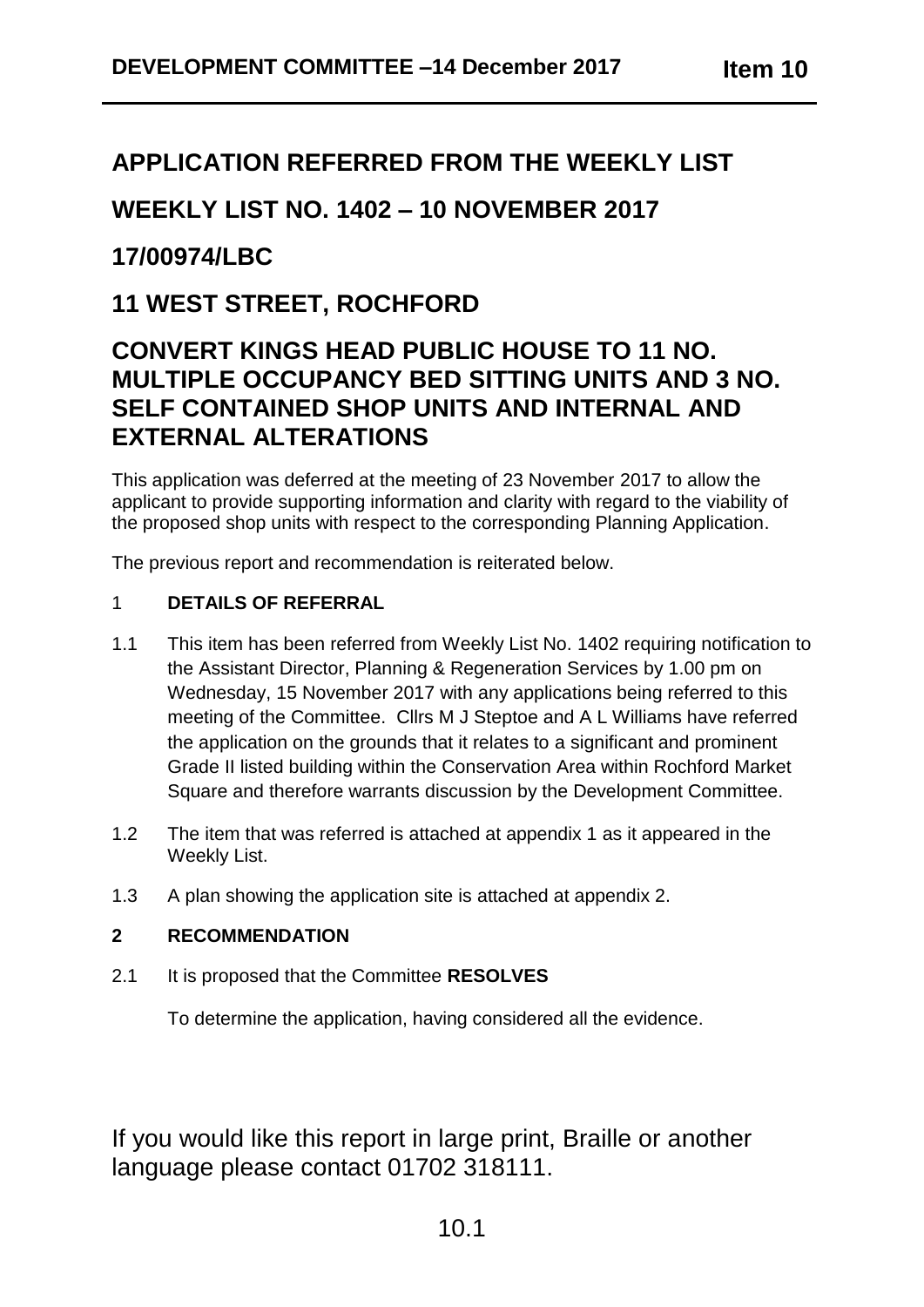# APPLICATION REFERRED FROM THE WEEKLY LIST

# WEEKLY LIST NO. 1402 – 10 NOVEMBER 2017

# 17/00974/LBC

# 11 WEST STREET, ROCHFORD

# CONVERT KINGS HEAD PUBLIC HOUSE TO 11 NO. MULTIPLE OCCUPANCY BED SITTING UNITS AND 3 NO. SELF CONTAINED SHOP UNITS AND INTERNAL AND EXTERNAL ALTERATIONS

This application was deferred at the meeting of 23 November 2017 to allow the applicant to provide supporting information and clarity with regard to the viability of the proposed shop units with respect to the corresponding Planning Application.

The previous report and recommendation is reiterated below.

## 1 DETAILS OF REFERRAL

1.1 This item has been referred from Weekly List No. 1402 requiring notification to the Assistant Director, Planning & Regeneration Services by 1.00 pm on Wednesday, 15 November 2017 with any applications being referred to this meeting of the Committee. Cllrs M J Steptoe and A L Williams have referred the application on the grounds that it relates to a significant and prominent Grade II listed building within the Conservation Area within Rochford Market Square and therefore warrants discussion by the Development Committee.

1.2 The item that was referred is attached at appendix 1 as it appeared in the Weekly List.

1.3 A plan showing the application site is attached at appendix 2.

## 2 RECOMMENDATION

2.1 It is proposed that the Committee **RESOLVES**

To determine the application, having considered all the evidence.

If you would like this report in large print, Braille or another language please contact 01702 318111.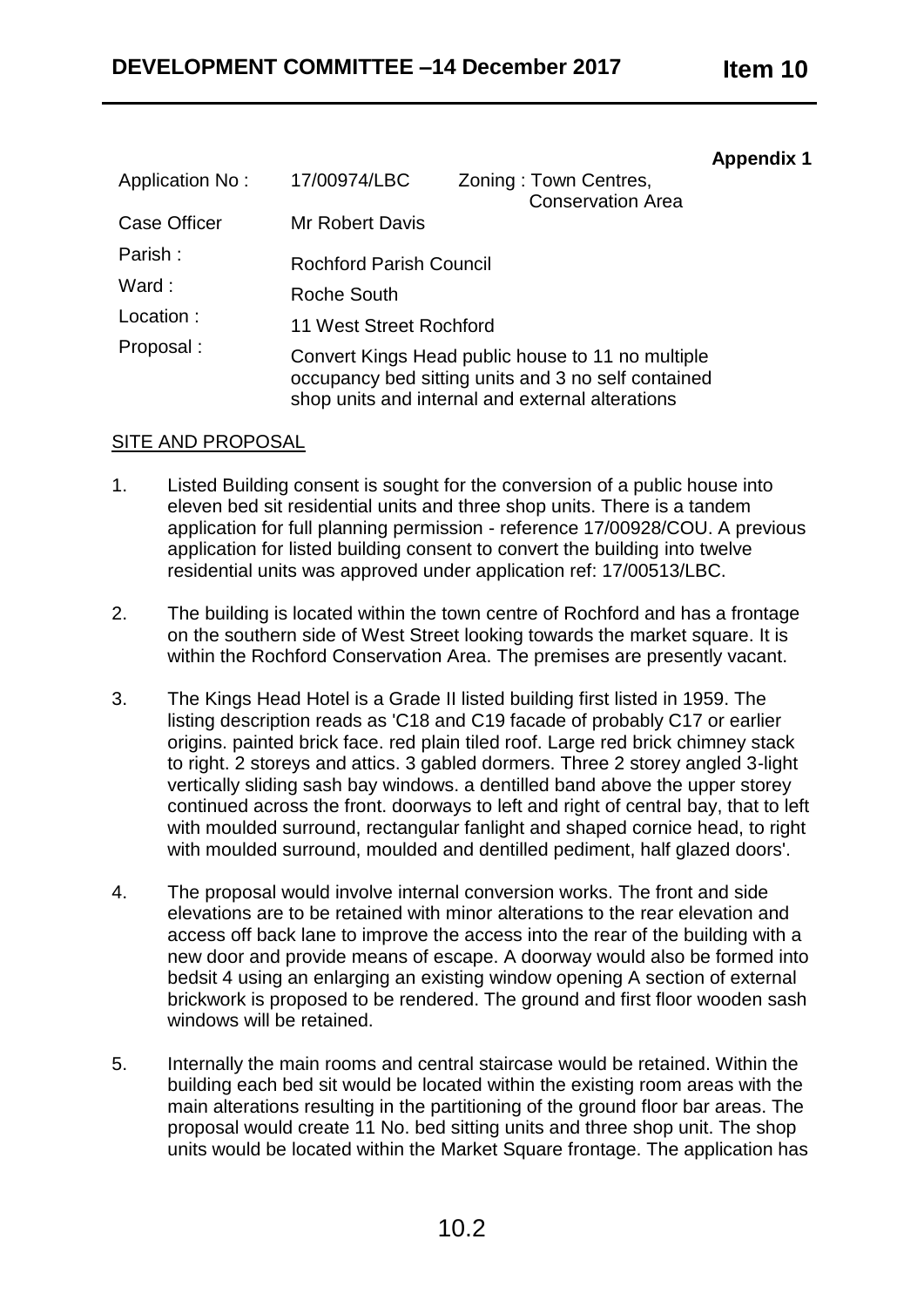**Appendix 1**

| Application No : | 17/00974/LBC | Zoning : Town Centres, Conservation Area |
|---|---|---|
| Case Officer | Mr Robert Davis | |
| Parish : | Rochford Parish Council | |
| Ward : | Roche South | |
| Location : | 11 West Street Rochford | |
| Proposal : | Convert Kings Head public house to 11 no multiple occupancy bed sitting units and 3 no self contained shop units and internal and external alterations | |

## SITE AND PROPOSAL

1. Listed Building consent is sought for the conversion of a public house into eleven bed sit residential units and three shop units. There is a tandem application for full planning permission - reference 17/00928/COU. A previous application for listed building consent to convert the building into twelve residential units was approved under application ref: 17/00513/LBC.

2. The building is located within the town centre of Rochford and has a frontage on the southern side of West Street looking towards the market square. It is within the Rochford Conservation Area. The premises are presently vacant.

3. The Kings Head Hotel is a Grade II listed building first listed in 1959. The listing description reads as 'C18 and C19 facade of probably C17 or earlier origins. painted brick face. red plain tiled roof. Large red brick chimney stack to right. 2 storeys and attics. 3 gabled dormers. Three 2 storey angled 3-light vertically sliding sash bay windows. a dentilled band above the upper storey continued across the front. doorways to left and right of central bay, that to left with moulded surround, rectangular fanlight and shaped cornice head, to right with moulded surround, moulded and dentilled pediment, half glazed doors'.

4. The proposal would involve internal conversion works. The front and side elevations are to be retained with minor alterations to the rear elevation and access off back lane to improve the access into the rear of the building with a new door and provide means of escape. A doorway would also be formed into bedsit 4 using an enlarging an existing window opening A section of external brickwork is proposed to be rendered. The ground and first floor wooden sash windows will be retained.

5. Internally the main rooms and central staircase would be retained. Within the building each bed sit would be located within the existing room areas with the main alterations resulting in the partitioning of the ground floor bar areas. The proposal would create 11 No. bed sitting units and three shop unit. The shop units would be located within the Market Square frontage. The application has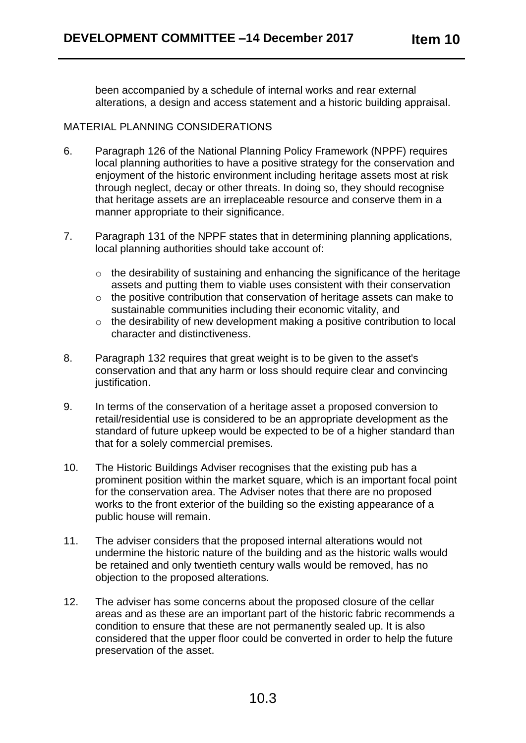been accompanied by a schedule of internal works and rear external alterations, a design and access statement and a historic building appraisal.

MATERIAL PLANNING CONSIDERATIONS

6. Paragraph 126 of the National Planning Policy Framework (NPPF) requires local planning authorities to have a positive strategy for the conservation and enjoyment of the historic environment including heritage assets most at risk through neglect, decay or other threats. In doing so, they should recognise that heritage assets are an irreplaceable resource and conserve them in a manner appropriate to their significance.

7. Paragraph 131 of the NPPF states that in determining planning applications, local planning authorities should take account of:

   - the desirability of sustaining and enhancing the significance of the heritage assets and putting them to viable uses consistent with their conservation
   - the positive contribution that conservation of heritage assets can make to sustainable communities including their economic vitality, and
   - the desirability of new development making a positive contribution to local character and distinctiveness.

8. Paragraph 132 requires that great weight is to be given to the asset's conservation and that any harm or loss should require clear and convincing justification.

9. In terms of the conservation of a heritage asset a proposed conversion to retail/residential use is considered to be an appropriate development as the standard of future upkeep would be expected to be of a higher standard than that for a solely commercial premises.

10. The Historic Buildings Adviser recognises that the existing pub has a prominent position within the market square, which is an important focal point for the conservation area. The Adviser notes that there are no proposed works to the front exterior of the building so the existing appearance of a public house will remain.

11. The adviser considers that the proposed internal alterations would not undermine the historic nature of the building and as the historic walls would be retained and only twentieth century walls would be removed, has no objection to the proposed alterations.

12. The adviser has some concerns about the proposed closure of the cellar areas and as these are an important part of the historic fabric recommends a condition to ensure that these are not permanently sealed up. It is also considered that the upper floor could be converted in order to help the future preservation of the asset.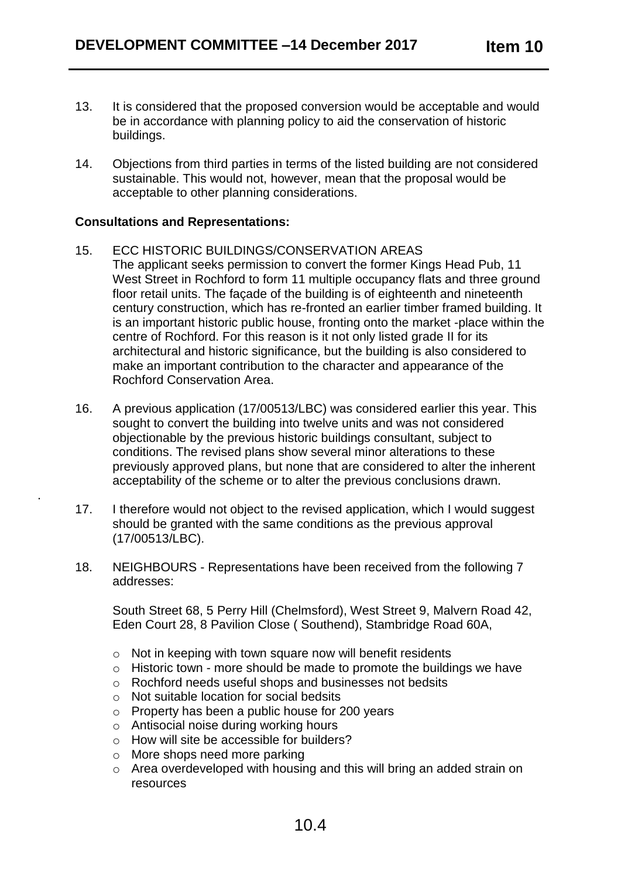13. It is considered that the proposed conversion would be acceptable and would be in accordance with planning policy to aid the conservation of historic buildings.

14. Objections from third parties in terms of the listed building are not considered sustainable. This would not, however, mean that the proposal would be acceptable to other planning considerations.

**Consultations and Representations:**

15. ECC HISTORIC BUILDINGS/CONSERVATION AREAS
The applicant seeks permission to convert the former Kings Head Pub, 11 West Street in Rochford to form 11 multiple occupancy flats and three ground floor retail units. The façade of the building is of eighteenth and nineteenth century construction, which has re-fronted an earlier timber framed building. It is an important historic public house, fronting onto the market -place within the centre of Rochford. For this reason is it not only listed grade II for its architectural and historic significance, but the building is also considered to make an important contribution to the character and appearance of the Rochford Conservation Area.

16. A previous application (17/00513/LBC) was considered earlier this year. This sought to convert the building into twelve units and was not considered objectionable by the previous historic buildings consultant, subject to conditions. The revised plans show several minor alterations to these previously approved plans, but none that are considered to alter the inherent acceptability of the scheme or to alter the previous conclusions drawn.

17. I therefore would not object to the revised application, which I would suggest should be granted with the same conditions as the previous approval (17/00513/LBC).

18. NEIGHBOURS - Representations have been received from the following 7 addresses:

South Street 68, 5 Perry Hill (Chelmsford), West Street 9, Malvern Road 42, Eden Court 28, 8 Pavilion Close ( Southend), Stambridge Road 60A,

- Not in keeping with town square now will benefit residents
- Historic town - more should be made to promote the buildings we have
- Rochford needs useful shops and businesses not bedsits
- Not suitable location for social bedsits
- Property has been a public house for 200 years
- Antisocial noise during working hours
- How will site be accessible for builders?
- More shops need more parking
- Area overdeveloped with housing and this will bring an added strain on resources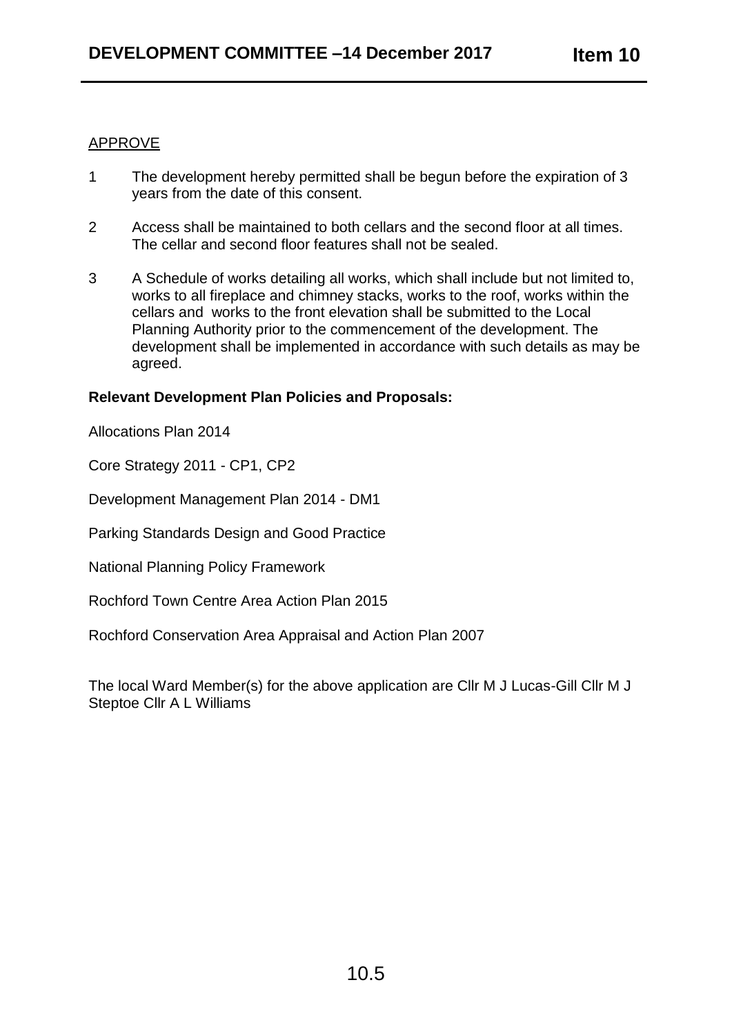APPROVE

1. The development hereby permitted shall be begun before the expiration of 3 years from the date of this consent.
2. Access shall be maintained to both cellars and the second floor at all times. The cellar and second floor features shall not be sealed.
3. A Schedule of works detailing all works, which shall include but not limited to, works to all fireplace and chimney stacks, works to the roof, works within the cellars and works to the front elevation shall be submitted to the Local Planning Authority prior to the commencement of the development. The development shall be implemented in accordance with such details as may be agreed.

**Relevant Development Plan Policies and Proposals:**

Allocations Plan 2014

Core Strategy 2011 - CP1, CP2

Development Management Plan 2014 - DM1

Parking Standards Design and Good Practice

National Planning Policy Framework

Rochford Town Centre Area Action Plan 2015

Rochford Conservation Area Appraisal and Action Plan 2007

The local Ward Member(s) for the above application are Cllr M J Lucas-Gill Cllr M J Steptoe Cllr A L Williams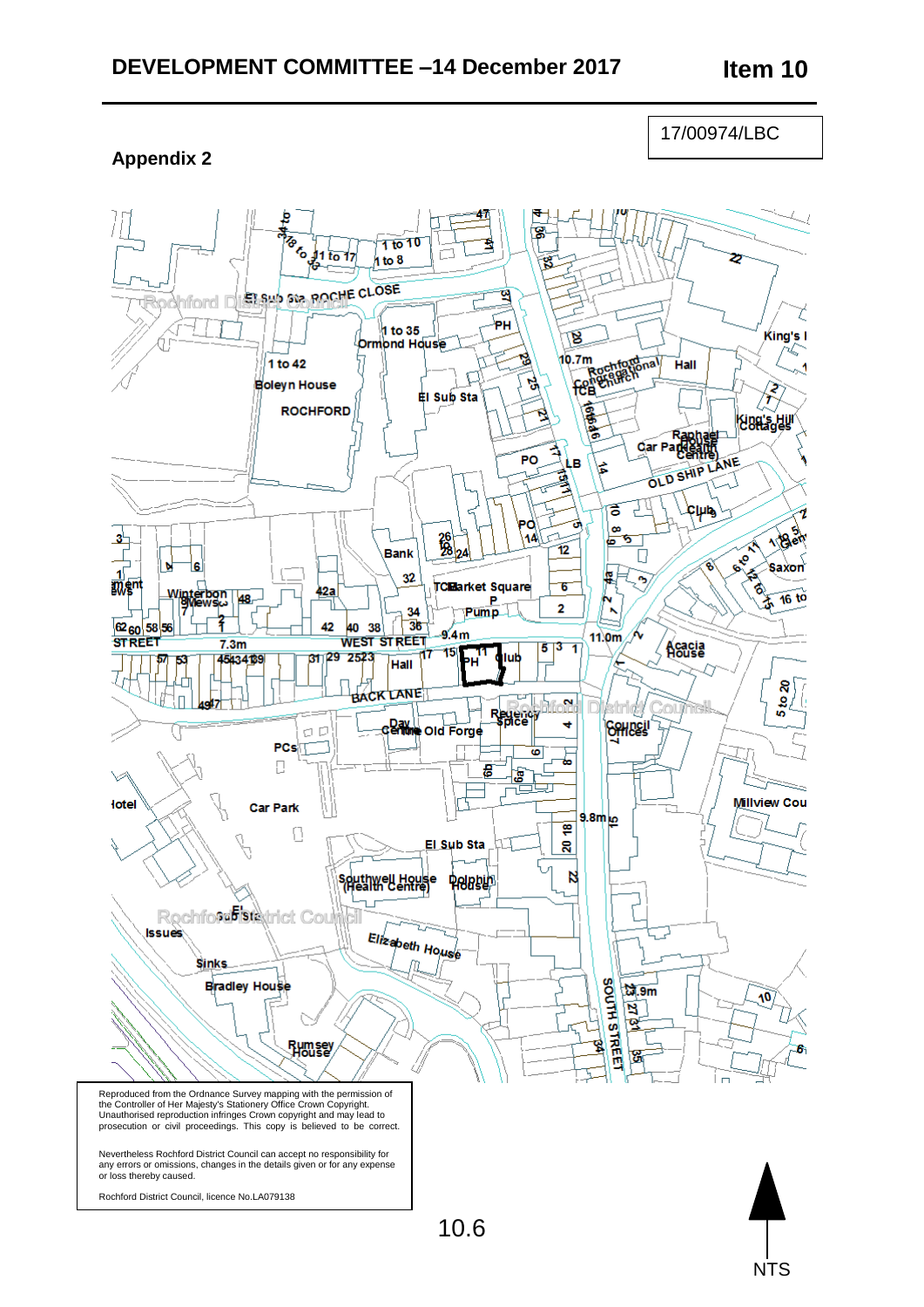# DEVELOPMENT COMMITTEE –14 December 2017

**Item 10**

17/00974/LBC

**Appendix 2**

Reproduced from the Ordnance Survey mapping with the permission of the Controller of Her Majesty's Stationery Office Crown Copyright. Unauthorised reproduction infringes Crown copyright and may lead to prosecution or civil proceedings. This copy is believed to be correct.

Nevertheless Rochford District Council can accept no responsibility for any errors or omissions, changes in the details given or for any expense or loss thereby caused.

Rochford District Council, licence No.LA079138

NTS